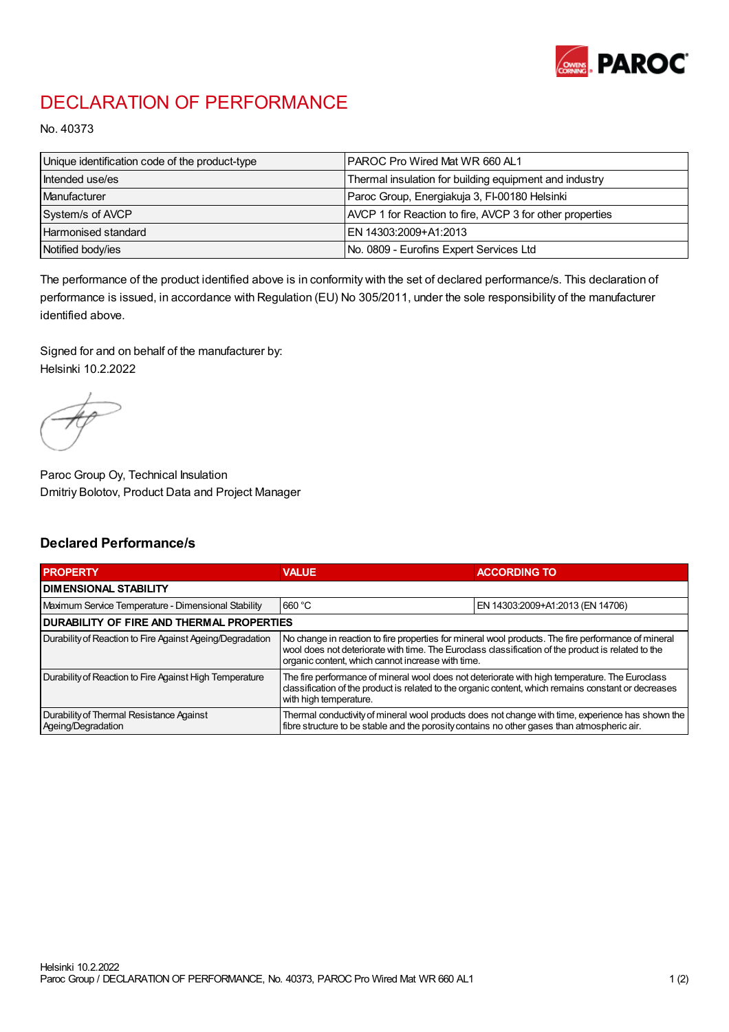# DECLARATION OF PERFORMANCE

No. 40373

| Unique identification code of the product-type | PAROC Pro Wired Mat WR 660 AL1 |
|---|---|
| Intended use/es | Thermal insulation for building equipment and industry |
| Manufacturer | Paroc Group, Energiakuja 3, FI-00180 Helsinki |
| System/s of AVCP | AVCP 1 for Reaction to fire, AVCP 3 for other properties |
| Harmonised standard | EN 14303:2009+A1:2013 |
| Notified body/ies | No. 0809 - Eurofins Expert Services Ltd |

The performance of the product identified above is in conformity with the set of declared performance/s. This declaration of performance is issued, in accordance with Regulation (EU) No 305/2011, under the sole responsibility of the manufacturer identified above.

Signed for and on behalf of the manufacturer by:
Helsinki 10.2.2022

Paroc Group Oy, Technical Insulation
Dmitriy Bolotov, Product Data and Project Manager

## Declared Performance/s

| PROPERTY | VALUE | ACCORDING TO |
|---|---|---|
| **DIMENSIONAL STABILITY** | | |
| Maximum Service Temperature - Dimensional Stability | 660 °C | EN 14303:2009+A1:2013 (EN 14706) |
| **DURABILITY OF FIRE AND THERMAL PROPERTIES** | | |
| Durability of Reaction to Fire Against Ageing/Degradation | No change in reaction to fire properties for mineral wool products. The fire performance of mineral wool does not deteriorate with time. The Euroclass classification of the product is related to the organic content, which cannot increase with time. | |
| Durability of Reaction to Fire Against High Temperature | The fire performance of mineral wool does not deteriorate with high temperature. The Euroclass classification of the product is related to the organic content, which remains constant or decreases with high temperature. | |
| Durability of Thermal Resistance Against Ageing/Degradation | Thermal conductivity of mineral wool products does not change with time, experience has shown the fibre structure to be stable and the porosity contains no other gases than atmospheric air. | |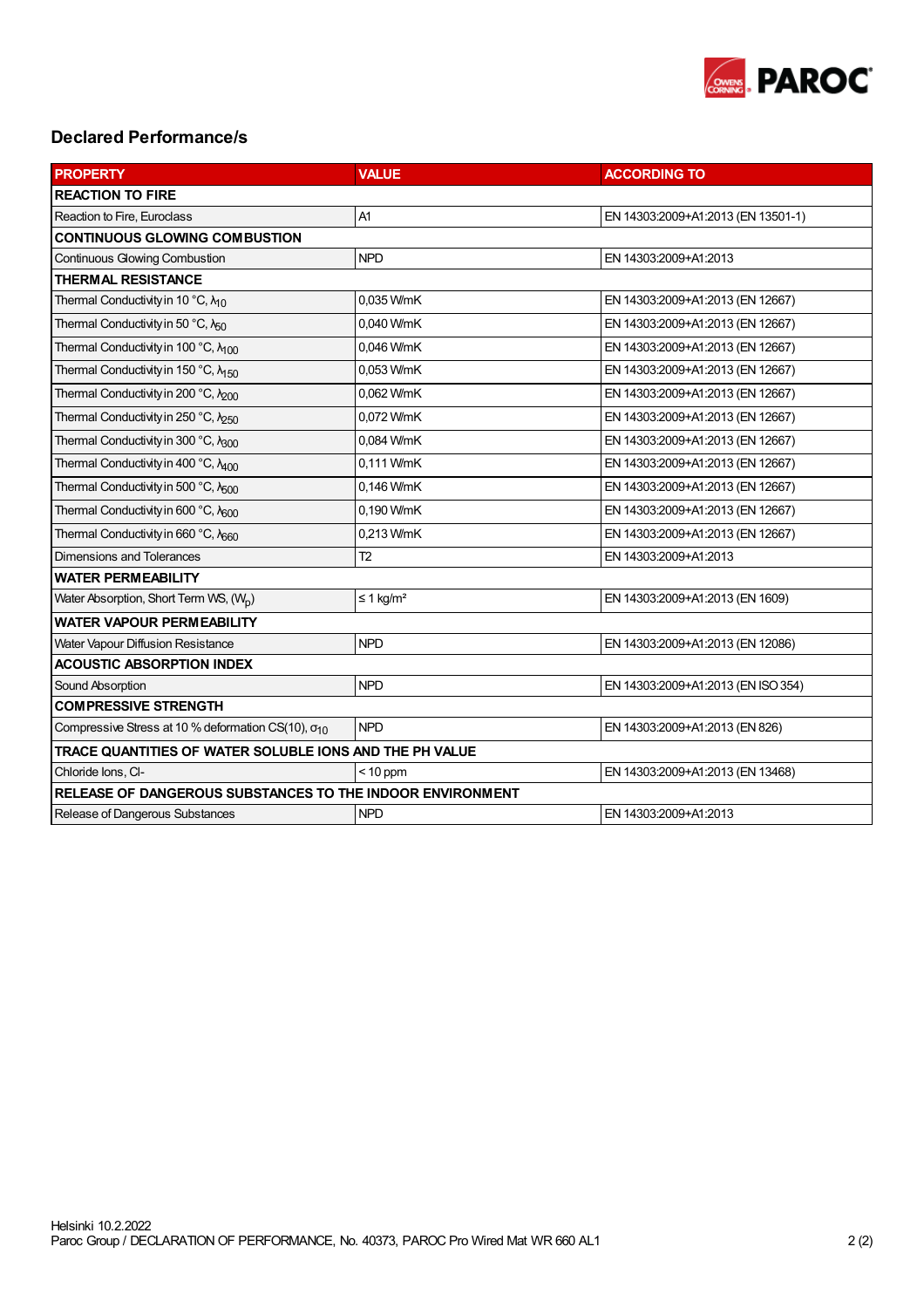## Declared Performance/s

| PROPERTY | VALUE | ACCORDING TO |
|---|---|---|
| **REACTION TO FIRE** | | |
| Reaction to Fire, Euroclass | A1 | EN 14303:2009+A1:2013 (EN 13501-1) |
| **CONTINUOUS GLOWING COMBUSTION** | | |
| Continuous Glowing Combustion | NPD | EN 14303:2009+A1:2013 |
| **THERMAL RESISTANCE** | | |
| Thermal Conductivity in 10 °C, $\lambda_{10}$ | 0,035 W/mK | EN 14303:2009+A1:2013 (EN 12667) |
| Thermal Conductivity in 50 °C, $\lambda_{50}$ | 0,040 W/mK | EN 14303:2009+A1:2013 (EN 12667) |
| Thermal Conductivity in 100 °C, $\lambda_{100}$ | 0,046 W/mK | EN 14303:2009+A1:2013 (EN 12667) |
| Thermal Conductivity in 150 °C, $\lambda_{150}$ | 0,053 W/mK | EN 14303:2009+A1:2013 (EN 12667) |
| Thermal Conductivity in 200 °C, $\lambda_{200}$ | 0,062 W/mK | EN 14303:2009+A1:2013 (EN 12667) |
| Thermal Conductivity in 250 °C, $\lambda_{250}$ | 0,072 W/mK | EN 14303:2009+A1:2013 (EN 12667) |
| Thermal Conductivity in 300 °C, $\lambda_{300}$ | 0,084 W/mK | EN 14303:2009+A1:2013 (EN 12667) |
| Thermal Conductivity in 400 °C, $\lambda_{400}$ | 0,111 W/mK | EN 14303:2009+A1:2013 (EN 12667) |
| Thermal Conductivity in 500 °C, $\lambda_{500}$ | 0,146 W/mK | EN 14303:2009+A1:2013 (EN 12667) |
| Thermal Conductivity in 600 °C, $\lambda_{600}$ | 0,190 W/mK | EN 14303:2009+A1:2013 (EN 12667) |
| Thermal Conductivity in 660 °C, $\lambda_{660}$ | 0,213 W/mK | EN 14303:2009+A1:2013 (EN 12667) |
| Dimensions and Tolerances | T2 | EN 14303:2009+A1:2013 |
| **WATER PERMEABILITY** | | |
| Water Absorption, Short Term WS, ($W_p$) | ≤ 1 kg/m² | EN 14303:2009+A1:2013 (EN 1609) |
| **WATER VAPOUR PERMEABILITY** | | |
| Water Vapour Diffusion Resistance | NPD | EN 14303:2009+A1:2013 (EN 12086) |
| **ACOUSTIC ABSORPTION INDEX** | | |
| Sound Absorption | NPD | EN 14303:2009+A1:2013 (EN ISO 354) |
| **COMPRESSIVE STRENGTH** | | |
| Compressive Stress at 10 % deformation CS(10), $\sigma_{10}$ | NPD | EN 14303:2009+A1:2013 (EN 826) |
| **TRACE QUANTITIES OF WATER SOLUBLE IONS AND THE PH VALUE** | | |
| Chloride Ions, Cl- | < 10 ppm | EN 14303:2009+A1:2013 (EN 13468) |
| **RELEASE OF DANGEROUS SUBSTANCES TO THE INDOOR ENVIRONMENT** | | |
| Release of Dangerous Substances | NPD | EN 14303:2009+A1:2013 |

Helsinki 10.2.2022
Paroc Group / DECLARATION OF PERFORMANCE, No. 40373, PAROC Pro Wired Mat WR 660 AL1